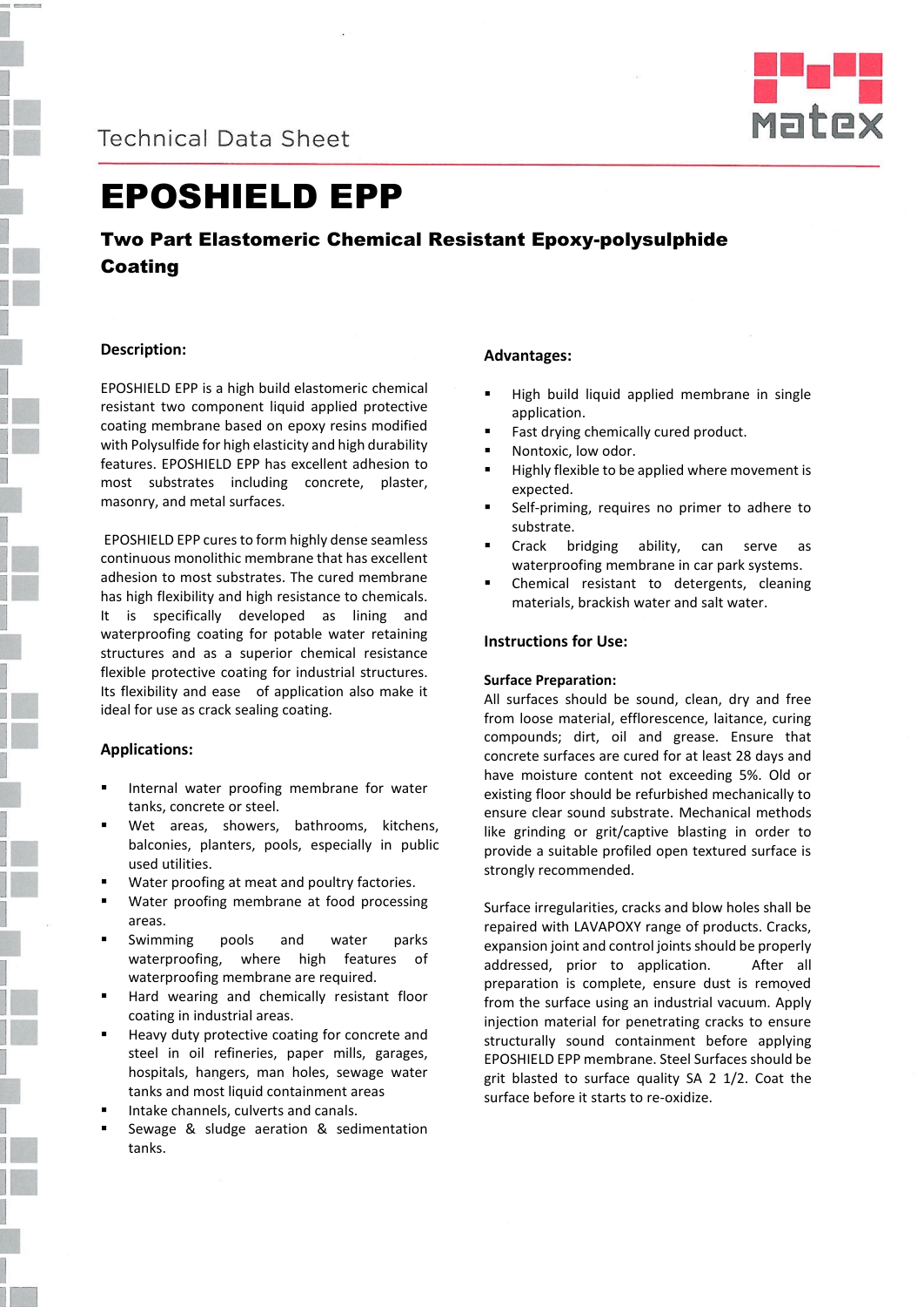Technical Data Sheet

# EPOSHIELD EPP

## Two Part Elastomeric Chemical Resistant Epoxy-polysulphide Coating

### Description:

EPOSHIELD EPP is a high build elastomeric chemical resistant two component liquid applied protective coating membrane based on epoxy resins modified with Polysulfide for high elasticity and high durability features. EPOSHIELD EPP has excellent adhesion to most substrates including concrete, plaster, masonry, and metal surfaces.

EPOSHIELD EPP cures to form highly dense seamless continuous monolithic membrane that has excellent adhesion to most substrates. The cured membrane has high flexibility and high resistance to chemicals. It is specifically developed as lining and waterproofing coating for potable water retaining structures and as a superior chemical resistance flexible protective coating for industrial structures. Its flexibility and ease of application also make it ideal for use as crack sealing coating.

### Applications:

- Internal water proofing membrane for water tanks, concrete or steel.
- Wet areas, showers, bathrooms, kitchens, balconies, planters, pools, especially in public used utilities.
- Water proofing at meat and poultry factories.
- Water proofing membrane at food processing areas.
- Swimming pools and water parks waterproofing, where high features of waterproofing membrane are required.
- Hard wearing and chemically resistant floor coating in industrial areas.
- Heavy duty protective coating for concrete and steel in oil refineries, paper mills, garages, hospitals, hangers, man holes, sewage water tanks and most liquid containment areas
- Intake channels, culverts and canals.
- Sewage & sludge aeration & sedimentation tanks.

### Advantages:

- High build liquid applied membrane in single application.
- Fast drying chemically cured product.
- Nontoxic, low odor.
- Highly flexible to be applied where movement is expected.
- Self-priming, requires no primer to adhere to substrate.
- Crack bridging ability, can serve as waterproofing membrane in car park systems.
- Chemical resistant to detergents, cleaning materials, brackish water and salt water.

### Instructions for Use:

**Surface Preparation:**

All surfaces should be sound, clean, dry and free from loose material, efflorescence, laitance, curing compounds; dirt, oil and grease. Ensure that concrete surfaces are cured for at least 28 days and have moisture content not exceeding 5%. Old or existing floor should be refurbished mechanically to ensure clear sound substrate. Mechanical methods like grinding or grit/captive blasting in order to provide a suitable profiled open textured surface is strongly recommended.

Surface irregularities, cracks and blow holes shall be repaired with LAVAPOXY range of products. Cracks, expansion joint and control joints should be properly addressed, prior to application. After all preparation is complete, ensure dust is removed from the surface using an industrial vacuum. Apply injection material for penetrating cracks to ensure structurally sound containment before applying EPOSHIELD EPP membrane. Steel Surfaces should be grit blasted to surface quality SA 2 1/2. Coat the surface before it starts to re-oxidize.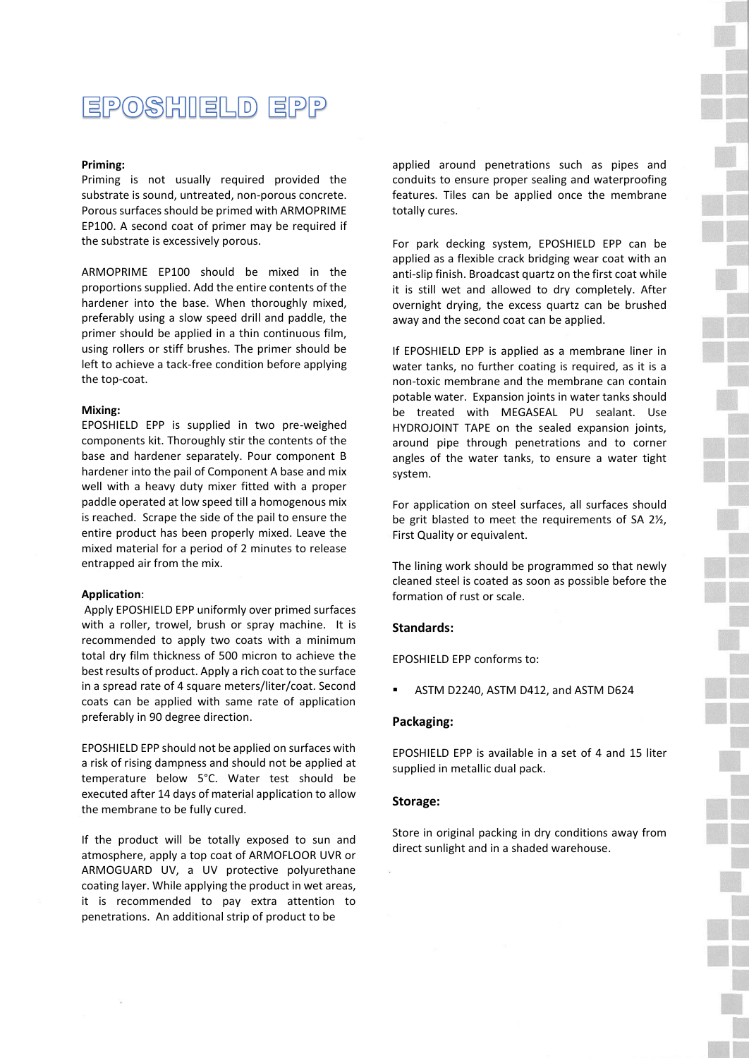# EPOSHIELD EPP

**Priming:**

Priming is not usually required provided the substrate is sound, untreated, non-porous concrete. Porous surfaces should be primed with ARMOPRIME EP100. A second coat of primer may be required if the substrate is excessively porous.

ARMOPRIME EP100 should be mixed in the proportions supplied. Add the entire contents of the hardener into the base. When thoroughly mixed, preferably using a slow speed drill and paddle, the primer should be applied in a thin continuous film, using rollers or stiff brushes. The primer should be left to achieve a tack-free condition before applying the top-coat.

**Mixing:**

EPOSHIELD EPP is supplied in two pre-weighed components kit. Thoroughly stir the contents of the base and hardener separately. Pour component B hardener into the pail of Component A base and mix well with a heavy duty mixer fitted with a proper paddle operated at low speed till a homogenous mix is reached. Scrape the side of the pail to ensure the entire product has been properly mixed. Leave the mixed material for a period of 2 minutes to release entrapped air from the mix.

**Application**:

Apply EPOSHIELD EPP uniformly over primed surfaces with a roller, trowel, brush or spray machine. It is recommended to apply two coats with a minimum total dry film thickness of 500 micron to achieve the best results of product. Apply a rich coat to the surface in a spread rate of 4 square meters/liter/coat. Second coats can be applied with same rate of application preferably in 90 degree direction.

EPOSHIELD EPP should not be applied on surfaces with a risk of rising dampness and should not be applied at temperature below 5°C. Water test should be executed after 14 days of material application to allow the membrane to be fully cured.

If the product will be totally exposed to sun and atmosphere, apply a top coat of ARMOFLOOR UVR or ARMOGUARD UV, a UV protective polyurethane coating layer. While applying the product in wet areas, it is recommended to pay extra attention to penetrations. An additional strip of product to be applied around penetrations such as pipes and conduits to ensure proper sealing and waterproofing features. Tiles can be applied once the membrane totally cures.

For park decking system, EPOSHIELD EPP can be applied as a flexible crack bridging wear coat with an anti-slip finish. Broadcast quartz on the first coat while it is still wet and allowed to dry completely. After overnight drying, the excess quartz can be brushed away and the second coat can be applied.

If EPOSHIELD EPP is applied as a membrane liner in water tanks, no further coating is required, as it is a non-toxic membrane and the membrane can contain potable water. Expansion joints in water tanks should be treated with MEGASEAL PU sealant. Use HYDROJOINT TAPE on the sealed expansion joints, around pipe through penetrations and to corner angles of the water tanks, to ensure a water tight system.

For application on steel surfaces, all surfaces should be grit blasted to meet the requirements of SA 2½, First Quality or equivalent.

The lining work should be programmed so that newly cleaned steel is coated as soon as possible before the formation of rust or scale.

**Standards:**

EPOSHIELD EPP conforms to:

- ASTM D2240, ASTM D412, and ASTM D624

**Packaging:**

EPOSHIELD EPP is available in a set of 4 and 15 liter supplied in metallic dual pack.

**Storage:**

Store in original packing in dry conditions away from direct sunlight and in a shaded warehouse.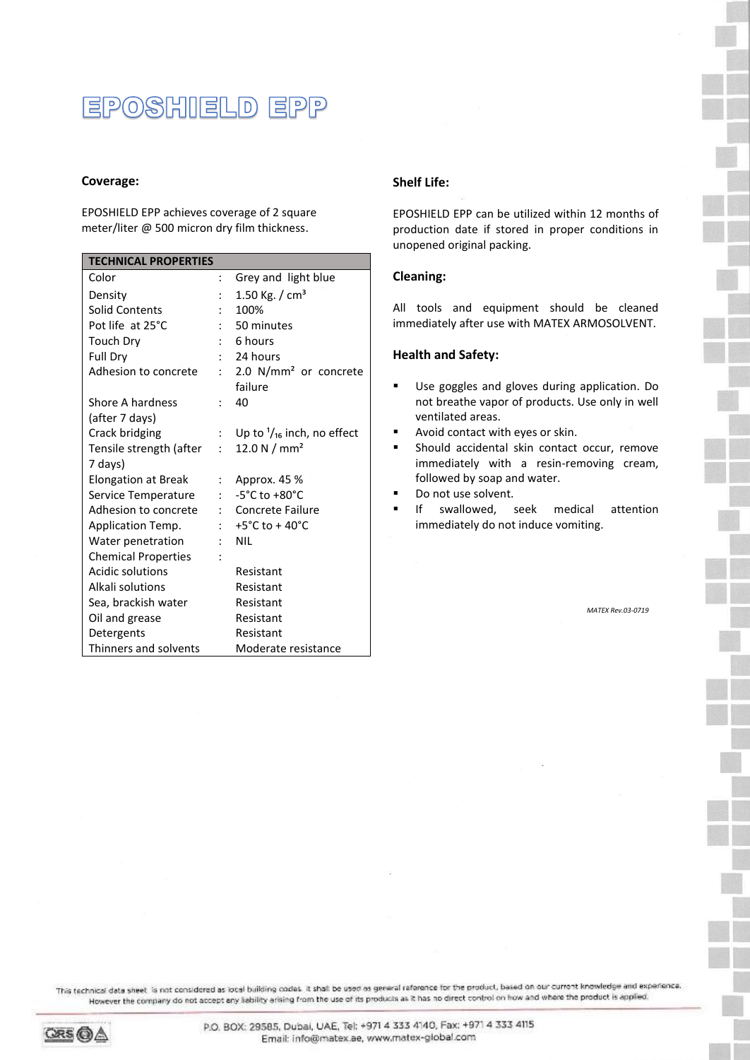# EPOSHIELD EPP

## Coverage:

EPOSHIELD EPP achieves coverage of 2 square meter/liter @ 500 micron dry film thickness.

| TECHNICAL PROPERTIES | | |
|---|---|---|
| Color | : | Grey and light blue |
| Density | : | 1.50 Kg. / $cm^3$ |
| Solid Contents | : | 100% |
| Pot life at 25°C | : | 50 minutes |
| Touch Dry | : | 6 hours |
| Full Dry | : | 24 hours |
| Adhesion to concrete | : | 2.0 N/$mm^2$ or concrete failure |
| Shore A hardness (after 7 days) | : | 40 |
| Crack bridging | : | Up to $^1/_{16}$ inch, no effect |
| Tensile strength (after 7 days) | : | 12.0 N / $mm^2$ |
| Elongation at Break | : | Approx. 45 % |
| Service Temperature | : | -5°C to +80°C |
| Adhesion to concrete | : | Concrete Failure |
| Application Temp. | : | +5°C to + 40°C |
| Water penetration | : | NIL |
| Chemical Properties | : | |
| Acidic solutions | | Resistant |
| Alkali solutions | | Resistant |
| Sea, brackish water | | Resistant |
| Oil and grease | | Resistant |
| Detergents | | Resistant |
| Thinners and solvents | | Moderate resistance |

## Shelf Life:

EPOSHIELD EPP can be utilized within 12 months of production date if stored in proper conditions in unopened original packing.

## Cleaning:

All tools and equipment should be cleaned immediately after use with MATEX ARMOSOLVENT.

## Health and Safety:

- Use goggles and gloves during application. Do not breathe vapor of products. Use only in well ventilated areas.
- Avoid contact with eyes or skin.
- Should accidental skin contact occur, remove immediately with a resin-removing cream, followed by soap and water.
- Do not use solvent.
- If swallowed, seek medical attention immediately do not induce vomiting.

*MATEX Rev.03-0719*

This technical data sheet is not considered as local building codes. It shall be used as general reference for the product, based on our current knowledge and experience. However the company do not accept any liability arising from the use of its products as it has no direct control on how and where the product is applied.

P.O. BOX: 29585, Dubai, UAE, Tel: +971 4 333 4140, Fax: +971 4 333 4115
Email: info@matex.ae, www.matex-global.com